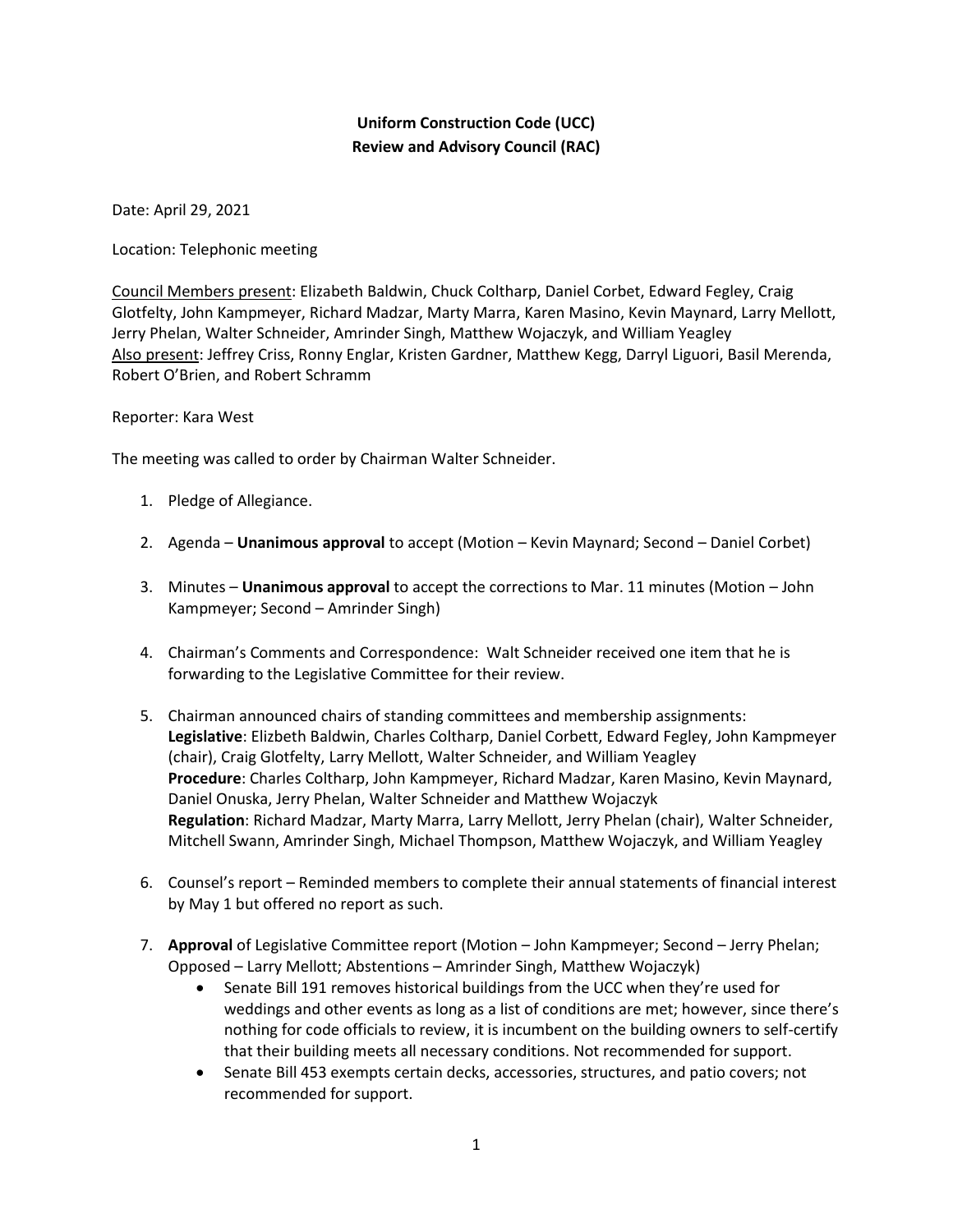**Uniform Construction Code (UCC)**
**Review and Advisory Council (RAC)**

Date: April 29, 2021

Location: Telephonic meeting

Council Members present: Elizabeth Baldwin, Chuck Coltharp, Daniel Corbet, Edward Fegley, Craig Glotfelty, John Kampmeyer, Richard Madzar, Marty Marra, Karen Masino, Kevin Maynard, Larry Mellott, Jerry Phelan, Walter Schneider, Amrinder Singh, Matthew Wojaczyk, and William Yeagley
Also present: Jeffrey Criss, Ronny Englar, Kristen Gardner, Matthew Kegg, Darryl Liguori, Basil Merenda, Robert O'Brien, and Robert Schramm

Reporter: Kara West

The meeting was called to order by Chairman Walter Schneider.

1. Pledge of Allegiance.

2. Agenda – **Unanimous approval** to accept (Motion – Kevin Maynard; Second – Daniel Corbet)

3. Minutes – **Unanimous approval** to accept the corrections to Mar. 11 minutes (Motion – John Kampmeyer; Second – Amrinder Singh)

4. Chairman's Comments and Correspondence: Walt Schneider received one item that he is forwarding to the Legislative Committee for their review.

5. Chairman announced chairs of standing committees and membership assignments:
   **Legislative**: Elizbeth Baldwin, Charles Coltharp, Daniel Corbett, Edward Fegley, John Kampmeyer (chair), Craig Glotfelty, Larry Mellott, Walter Schneider, and William Yeagley
   **Procedure**: Charles Coltharp, John Kampmeyer, Richard Madzar, Karen Masino, Kevin Maynard, Daniel Onuska, Jerry Phelan, Walter Schneider and Matthew Wojaczyk
   **Regulation**: Richard Madzar, Marty Marra, Larry Mellott, Jerry Phelan (chair), Walter Schneider, Mitchell Swann, Amrinder Singh, Michael Thompson, Matthew Wojaczyk, and William Yeagley

6. Counsel's report – Reminded members to complete their annual statements of financial interest by May 1 but offered no report as such.

7. **Approval** of Legislative Committee report (Motion – John Kampmeyer; Second – Jerry Phelan; Opposed – Larry Mellott; Abstentions – Amrinder Singh, Matthew Wojaczyk)
   - Senate Bill 191 removes historical buildings from the UCC when they're used for weddings and other events as long as a list of conditions are met; however, since there's nothing for code officials to review, it is incumbent on the building owners to self-certify that their building meets all necessary conditions. Not recommended for support.
   - Senate Bill 453 exempts certain decks, accessories, structures, and patio covers; not recommended for support.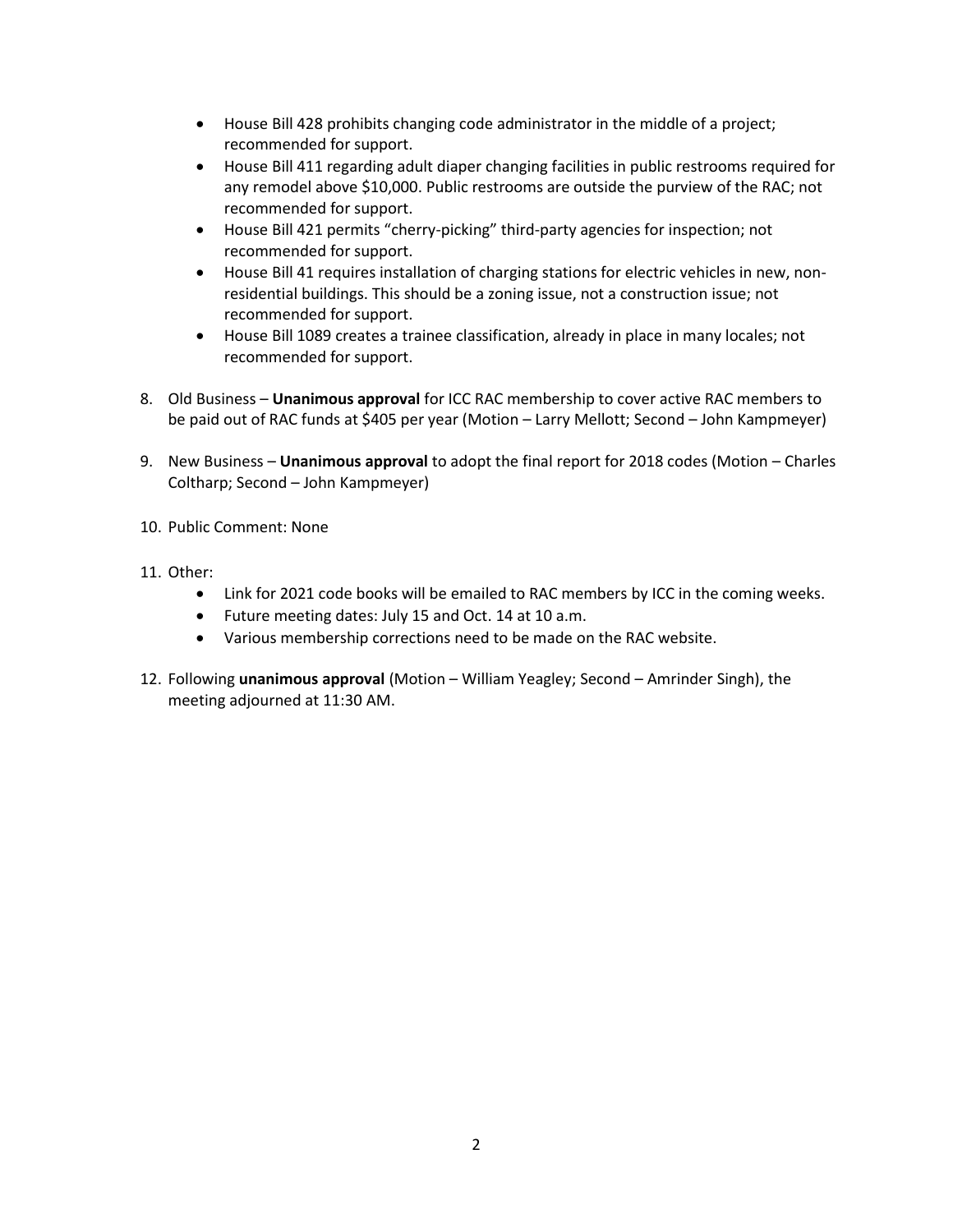- House Bill 428 prohibits changing code administrator in the middle of a project; recommended for support.
- House Bill 411 regarding adult diaper changing facilities in public restrooms required for any remodel above $10,000. Public restrooms are outside the purview of the RAC; not recommended for support.
- House Bill 421 permits "cherry-picking" third-party agencies for inspection; not recommended for support.
- House Bill 41 requires installation of charging stations for electric vehicles in new, non-residential buildings. This should be a zoning issue, not a construction issue; not recommended for support.
- House Bill 1089 creates a trainee classification, already in place in many locales; not recommended for support.

8. Old Business – **Unanimous approval** for ICC RAC membership to cover active RAC members to be paid out of RAC funds at $405 per year (Motion – Larry Mellott; Second – John Kampmeyer)

9. New Business – **Unanimous approval** to adopt the final report for 2018 codes (Motion – Charles Coltharp; Second – John Kampmeyer)

10. Public Comment: None

11. Other:
    - Link for 2021 code books will be emailed to RAC members by ICC in the coming weeks.
    - Future meeting dates: July 15 and Oct. 14 at 10 a.m.
    - Various membership corrections need to be made on the RAC website.

12. Following **unanimous approval** (Motion – William Yeagley; Second – Amrinder Singh), the meeting adjourned at 11:30 AM.